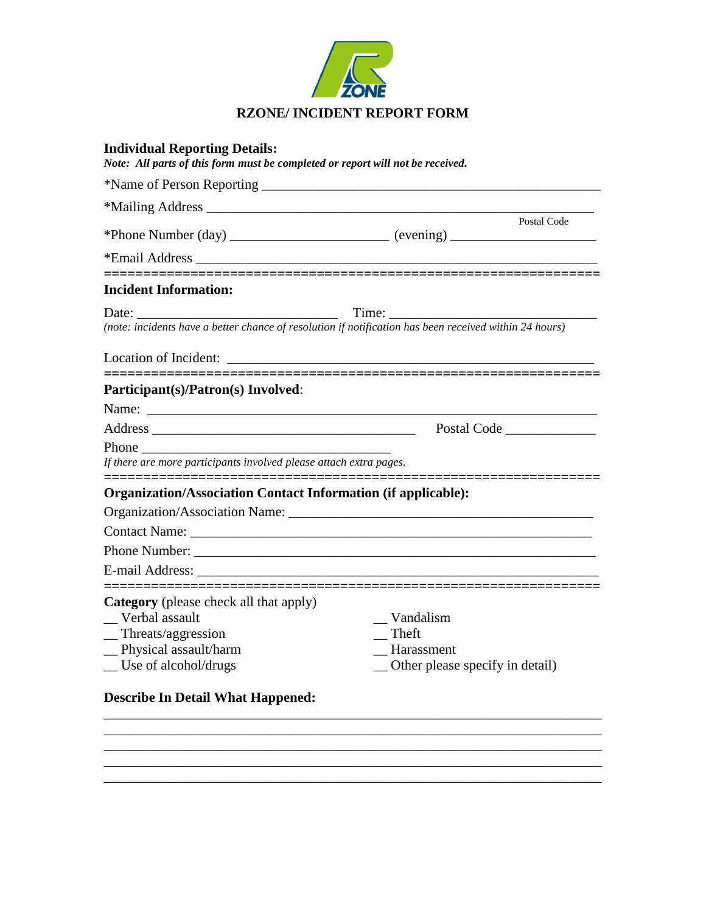# RZONE/ INCIDENT REPORT FORM

**Individual Reporting Details:**

***Note: All parts of this form must be completed or report will not be received.***

*Name of Person Reporting ______________________________________________

*Mailing Address ______________________________________________________

Postal Code

*Phone Number (day) _______________________ (evening) _____________________

*Email Address __________________________________________________________

=================================================================

**Incident Information:**

Date: _____________________________ Time: ______________________________

*(note: incidents have a better chance of resolution if notification has been received within 24 hours)*

Location of Incident: ______________________________________________________

=================================================================

**Participant(s)/Patron(s) Involved**:

Name: ______________________________________________________________

Address _______________________________________ Postal Code _____________

Phone ___________________________________

*If there are more participants involved please attach extra pages.*

=================================================================

**Organization/Association Contact Information (if applicable):**

Organization/Association Name: ________________________________________

Contact Name: __________________________________________________________

Phone Number: __________________________________________________________

E-mail Address: _________________________________________________________

=================================================================

**Category** (please check all that apply)

__ Verbal assault

__ Threats/aggression

__ Physical assault/harm

__ Use of alcohol/drugs

__ Vandalism

__ Theft

__ Harassment

__ Other please specify in detail)

**Describe In Detail What Happened:**

_________________________________________________________________________

_________________________________________________________________________

_________________________________________________________________________

_________________________________________________________________________

_________________________________________________________________________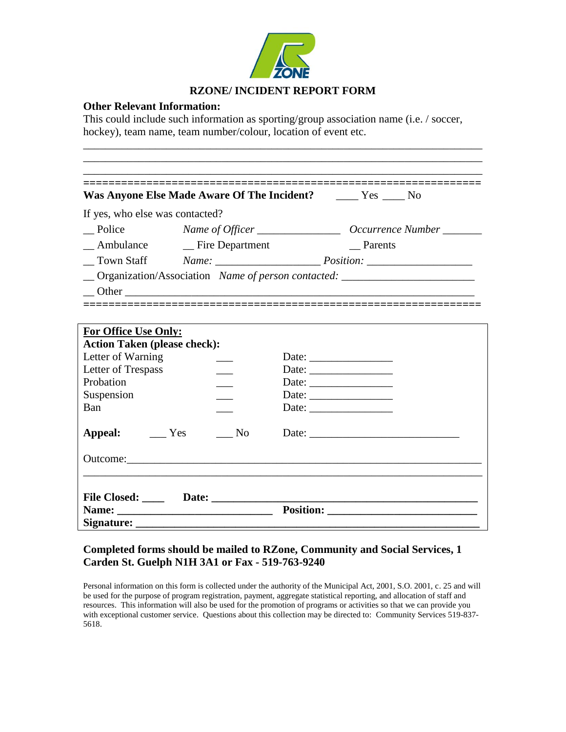## RZONE/ INCIDENT REPORT FORM

**Other Relevant Information:**

This could include such information as sporting/group association name (i.e. / soccer, hockey), team name, team number/colour, location of event etc.

______________________________________________________________________

______________________________________________________________________

______________________________________________________________________

==============================================================

**Was Anyone Else Made Aware Of The Incident?** ____ Yes ____ No

If yes, who else was contacted?

__ Police *Name of Officer* _______________ *Occurrence Number* _______

__ Ambulance __ Fire Department __ Parents

__ Town Staff *Name:* __________________ *Position:* __________________

__ Organization/Association *Name of person contacted:* _______________________

__ Other ___________________________________________________________

==============================================================

**For Office Use Only:**

**Action Taken (please check):**

| | | |
|---|---|---|
| Letter of Warning | ___ | Date: _______________ |
| Letter of Trespass | ___ | Date: _______________ |
| Probation | ___ | Date: _______________ |
| Suspension | ___ | Date: _______________ |
| Ban | ___ | Date: _______________ |

**Appeal:** ___ Yes ___ No Date: ___________________________

Outcome:_____________________________________________________________

______________________________________________________________________

**File Closed: ____ Date: _________________________________________________**

**Name: ____________________________ Position: __________________________**

**Signature: _________________________________________________________________**

**Completed forms should be mailed to RZone, Community and Social Services, 1 Carden St. Guelph N1H 3A1 or Fax - 519-763-9240**

Personal information on this form is collected under the authority of the Municipal Act, 2001, S.O. 2001, c. 25 and will be used for the purpose of program registration, payment, aggregate statistical reporting, and allocation of staff and resources. This information will also be used for the promotion of programs or activities so that we can provide you with exceptional customer service. Questions about this collection may be directed to: Community Services 519-837-5618.